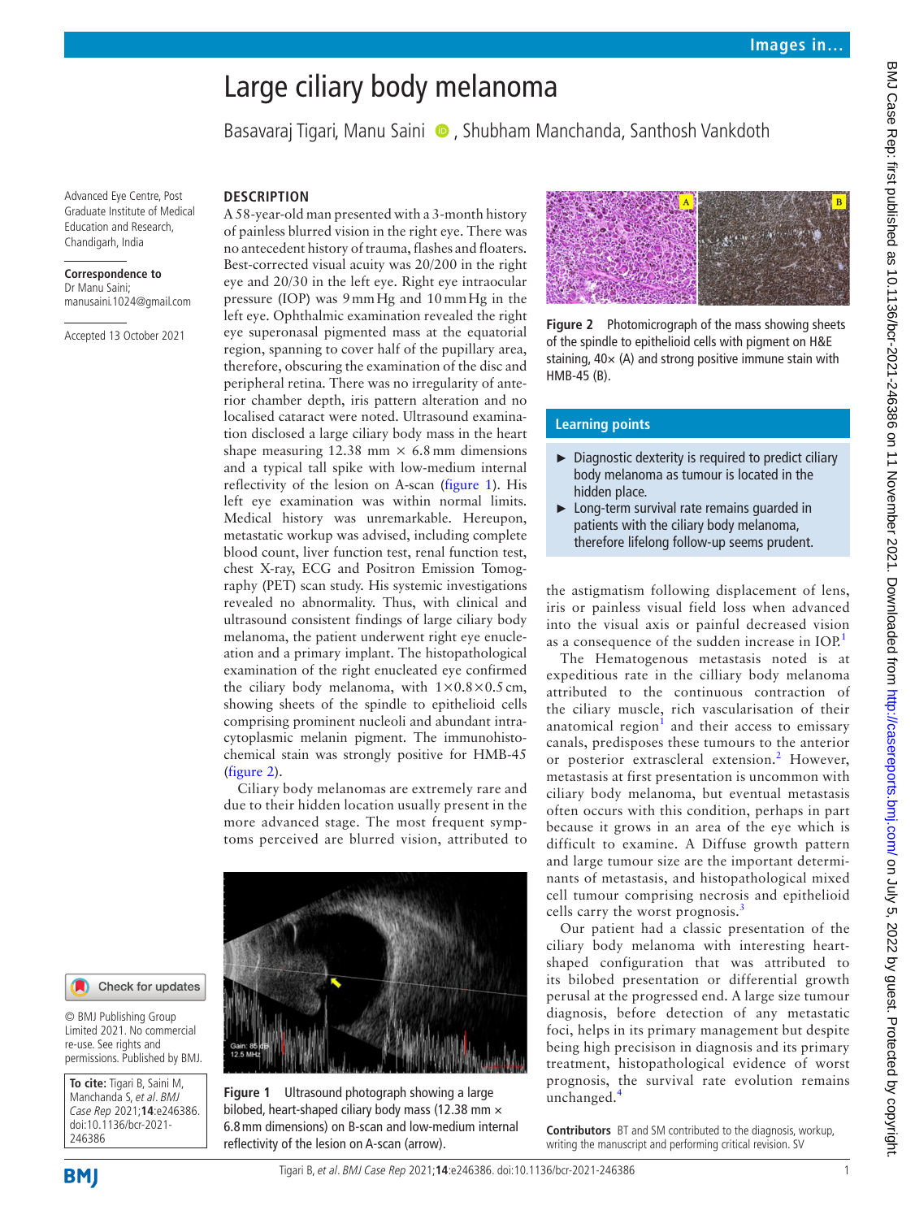# Large ciliary body melanoma

Basavaraj Tigari, Manu Saini, Shubham Manchanda, Santhosh Vankdoth

Advanced Eye Centre, Post Graduate Institute of Medical Education and Research, Chandigarh, India

**Correspondence to**
Dr Manu Saini; manusaini.1024@gmail.com

Accepted 13 October 2021

© BMJ Publishing Group Limited 2021. No commercial re-use. See rights and permissions. Published by BMJ.

**To cite:** Tigari B, Saini M, Manchanda S, *et al*. *BMJ Case Rep* 2021;**14**:e246386. doi:10.1136/bcr-2021-246386

## DESCRIPTION

A 58-year-old man presented with a 3-month history of painless blurred vision in the right eye. There was no antecedent history of trauma, flashes and floaters. Best-corrected visual acuity was 20/200 in the right eye and 20/30 in the left eye. Right eye intraocular pressure (IOP) was 9 mm Hg and 10 mm Hg in the left eye. Ophthalmic examination revealed the right eye superonasal pigmented mass at the equatorial region, spanning to cover half of the pupillary area, therefore, obscuring the examination of the disc and peripheral retina. There was no irregularity of anterior chamber depth, iris pattern alteration and no localised cataract were noted. Ultrasound examination disclosed a large ciliary body mass in the heart shape measuring 12.38 mm × 6.8 mm dimensions and a typical tall spike with low-medium internal reflectivity of the lesion on A-scan (figure 1). His left eye examination was within normal limits. Medical history was unremarkable. Hereupon, metastatic workup was advised, including complete blood count, liver function test, renal function test, chest X-ray, ECG and Positron Emission Tomography (PET) scan study. His systemic investigations revealed no abnormality. Thus, with clinical and ultrasound consistent findings of large ciliary body melanoma, the patient underwent right eye enucleation and a primary implant. The histopathological examination of the right enucleated eye confirmed the ciliary body melanoma, with 1×0.8×0.5 cm, showing sheets of the spindle to epithelioid cells comprising prominent nucleoli and abundant intracytoplasmic melanin pigment. The immunohistochemical stain was strongly positive for HMB-45 (figure 2).

Ciliary body melanomas are extremely rare and due to their hidden location usually present in the more advanced stage. The most frequent symptoms perceived are blurred vision, attributed to the astigmatism following displacement of lens, iris or painless visual field loss when advanced into the visual axis or painful decreased vision as a consequence of the sudden increase in IOP.[1]

Figure 1 Ultrasound photograph showing a large bilobed, heart-shaped ciliary body mass (12.38 mm × 6.8 mm dimensions) on B-scan and low-medium internal reflectivity of the lesion on A-scan (arrow).

Figure 2 Photomicrograph of the mass showing sheets of the spindle to epithelioid cells with pigment on H&E staining, 40× (A) and strong positive immune stain with HMB-45 (B).

> **Learning points**
>
> - Diagnostic dexterity is required to predict ciliary body melanoma as tumour is located in the hidden place.
> - Long-term survival rate remains guarded in patients with the ciliary body melanoma, therefore lifelong follow-up seems prudent.

The Hematogenous metastasis noted is at expeditious rate in the cilliary body melanoma attributed to the continuous contraction of the ciliary muscle, rich vascularisation of their anatomical region[1] and their access to emissary canals, predisposes these tumours to the anterior or posterior extrascleral extension.[2] However, metastasis at first presentation is uncommon with ciliary body melanoma, but eventual metastasis often occurs with this condition, perhaps in part because it grows in an area of the eye which is difficult to examine. A Diffuse growth pattern and large tumour size are the important determinants of metastasis, and histopathological mixed cell tumour comprising necrosis and epithelioid cells carry the worst prognosis.[3]

Our patient had a classic presentation of the ciliary body melanoma with interesting heart-shaped configuration that was attributed to its bilobed presentation or differential growth perusal at the progressed end. A large size tumour diagnosis, before detection of any metastatic foci, helps in its primary management but despite being high precisison in diagnosis and its primary treatment, histopathological evidence of worst prognosis, the survival rate evolution remains unchanged.[4]

**Contributors** BT and SM contributed to the diagnosis, workup, writing the manuscript and performing critical revision. SV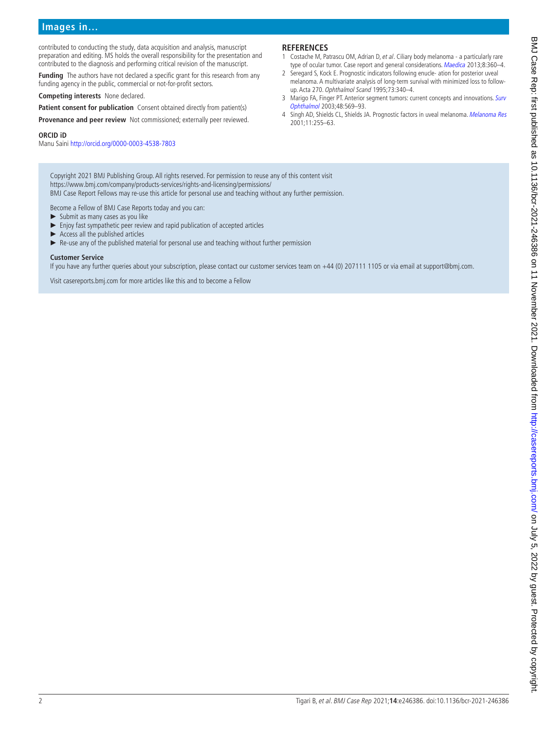contributed to conducting the study, data acquisition and analysis, manuscript preparation and editing. MS holds the overall responsibility for the presentation and contributed to the diagnosis and performing critical revision of the manuscript.

**Funding** The authors have not declared a specific grant for this research from any funding agency in the public, commercial or not-for-profit sectors.

**Competing interests** None declared.

**Patient consent for publication** Consent obtained directly from patient(s)

**Provenance and peer review** Not commissioned; externally peer reviewed.

**ORCID iD**

Manu Saini http://orcid.org/0000-0003-4538-7803

## REFERENCES

1. Costache M, Patrascu OM, Adrian D, *et al*. Ciliary body melanoma - a particularly rare type of ocular tumor. Case report and general considerations. *Maedica* 2013;8:360–4.
2. Seregard S, Kock E. Prognostic indicators following enucle- ation for posterior uveal melanoma. A multivariate analysis of long-term survival with minimized loss to follow-up. Acta 270. *Ophthalmol Scand* 1995;73:340–4.
3. Marigo FA, Finger PT. Anterior segment tumors: current concepts and innovations. *Surv Ophthalmol* 2003;48:569–93.
4. Singh AD, Shields CL, Shields JA. Prognostic factors in uveal melanoma. *Melanoma Res* 2001;11:255–63.

Copyright 2021 BMJ Publishing Group. All rights reserved. For permission to reuse any of this content visit https://www.bmj.com/company/products-services/rights-and-licensing/permissions/

BMJ Case Report Fellows may re-use this article for personal use and teaching without any further permission.

Become a Fellow of BMJ Case Reports today and you can:

- Submit as many cases as you like
- Enjoy fast sympathetic peer review and rapid publication of accepted articles
- Access all the published articles
- Re-use any of the published material for personal use and teaching without further permission

**Customer Service**

If you have any further queries about your subscription, please contact our customer services team on +44 (0) 207111 1105 or via email at support@bmj.com.

Visit casereports.bmj.com for more articles like this and to become a Fellow